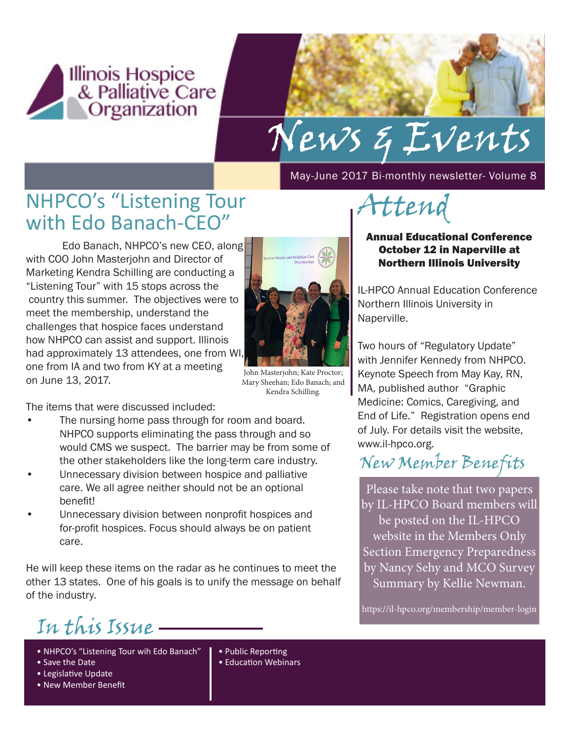Illinois Hospice & Palliative Care Organization

# News & Events

May-June 2017 Bi-monthly newsletter- Volume 8

## NHPCO's "Listening Tour with Edo Banach-CEO"

Edo Banach, NHPCO's new CEO, along with COO John Masterjohn and Director of Marketing Kendra Schilling are conducting a "Listening Tour" with 15 stops across the country this summer. The objectives were to meet the membership, understand the challenges that hospice faces understand how NHPCO can assist and support. Illinois had approximately 13 attendees, one from WI, one from IA and two from KY at a meeting on June 13, 2017.

John Masterjohn; Kate Proctor; Mary Sheehan; Edo Banach; and Kendra Schilling.

The items that were discussed included:

- The nursing home pass through for room and board. NHPCO supports eliminating the pass through and so would CMS we suspect. The barrier may be from some of the other stakeholders like the long-term care industry.
- Unnecessary division between hospice and palliative care. We all agree neither should not be an optional benefit!
- Unnecessary division between nonprofit hospices and for-profit hospices. Focus should always be on patient care.

He will keep these items on the radar as he continues to meet the other 13 states. One of his goals is to unify the message on behalf of the industry.

## Attend

**Annual Educational Conference October 12 in Naperville at Northern Illinois University**

IL-HPCO Annual Education Conference Northern Illinois University in Naperville.

Two hours of "Regulatory Update" with Jennifer Kennedy from NHPCO. Keynote Speech from May Kay, RN, MA, published author "Graphic Medicine: Comics, Caregiving, and End of Life." Registration opens end of July. For details visit the website, www.il-hpco.org.

## New Member Benefits

Please take note that two papers by IL-HPCO Board members will be posted on the IL-HPCO website in the Members Only Section Emergency Preparedness by Nancy Sehy and MCO Survey Summary by Kellie Newman.

https://il-hpco.org/membership/member-login

## In this Issue

- NHPCO's "Listening Tour wih Edo Banach"
- Save the Date
- Legislative Update
- New Member Benefit
- Public Reporting
- Education Webinars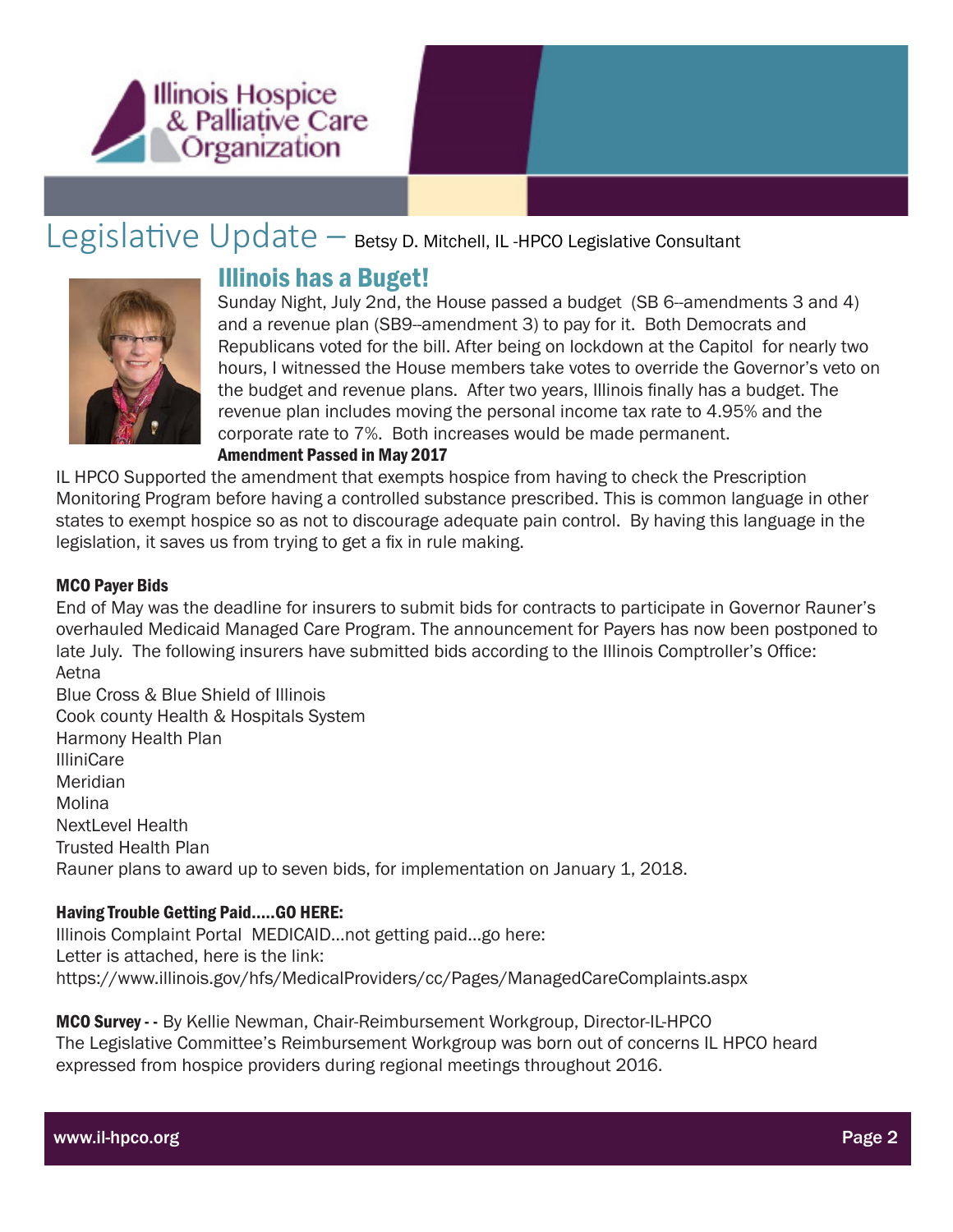# Legislative Update – Betsy D. Mitchell, IL -HPCO Legislative Consultant

## Illinois has a Buget!

Sunday Night, July 2nd, the House passed a budget (SB 6--amendments 3 and 4) and a revenue plan (SB9--amendment 3) to pay for it. Both Democrats and Republicans voted for the bill. After being on lockdown at the Capitol for nearly two hours, I witnessed the House members take votes to override the Governor's veto on the budget and revenue plans. After two years, Illinois finally has a budget. The revenue plan includes moving the personal income tax rate to 4.95% and the corporate rate to 7%. Both increases would be made permanent.

**Amendment Passed in May 2017**

IL HPCO Supported the amendment that exempts hospice from having to check the Prescription Monitoring Program before having a controlled substance prescribed. This is common language in other states to exempt hospice so as not to discourage adequate pain control. By having this language in the legislation, it saves us from trying to get a fix in rule making.

**MCO Payer Bids**

End of May was the deadline for insurers to submit bids for contracts to participate in Governor Rauner's overhauled Medicaid Managed Care Program. The announcement for Payers has now been postponed to late July. The following insurers have submitted bids according to the Illinois Comptroller's Office:

Aetna
Blue Cross & Blue Shield of Illinois
Cook county Health & Hospitals System
Harmony Health Plan
IlliniCare
Meridian
Molina
NextLevel Health
Trusted Health Plan

Rauner plans to award up to seven bids, for implementation on January 1, 2018.

**Having Trouble Getting Paid.....GO HERE:**

Illinois Complaint Portal MEDICAID...not getting paid...go here:
Letter is attached, here is the link:
https://www.illinois.gov/hfs/MedicalProviders/cc/Pages/ManagedCareComplaints.aspx

**MCO Survey - -** By Kellie Newman, Chair-Reimbursement Workgroup, Director-IL-HPCO
The Legislative Committee's Reimbursement Workgroup was born out of concerns IL HPCO heard expressed from hospice providers during regional meetings throughout 2016.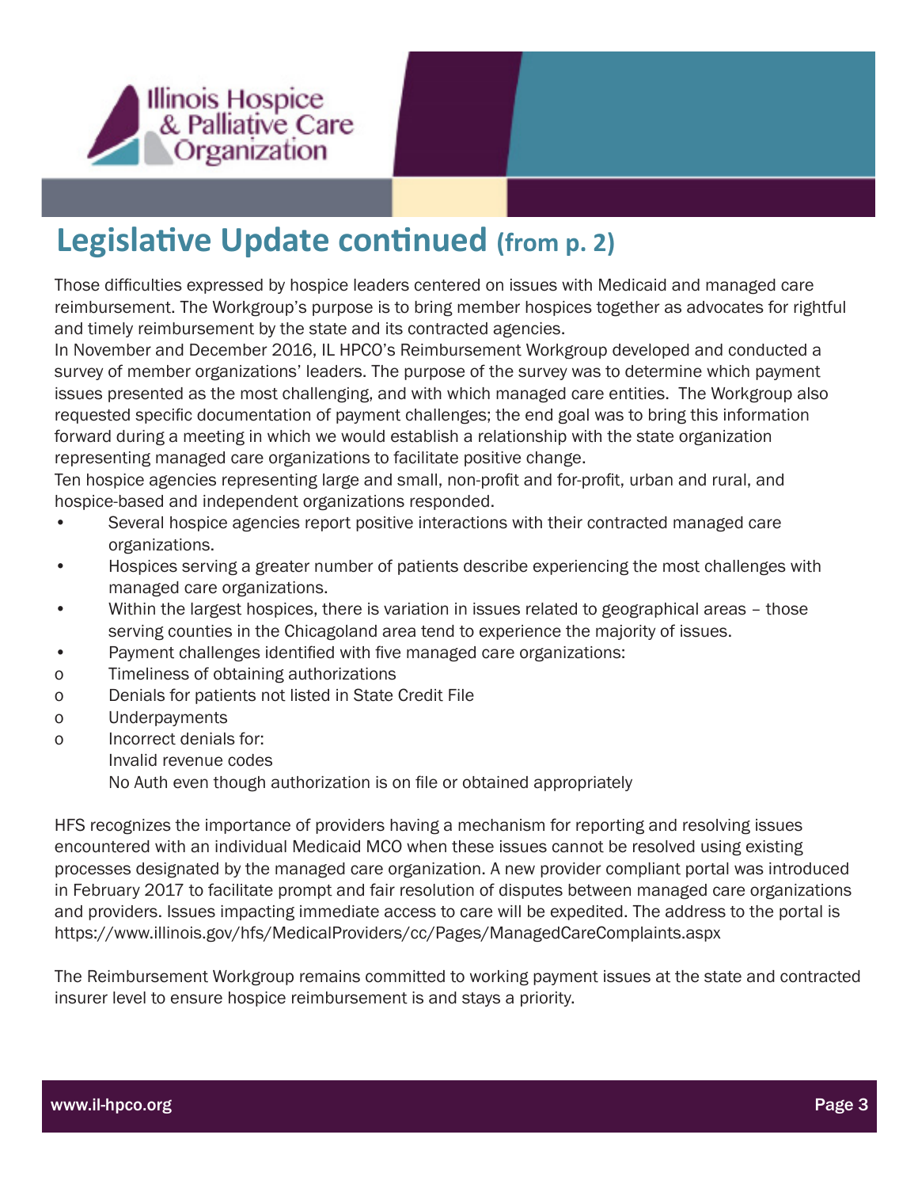## Legislative Update continued (from p. 2)

Those difficulties expressed by hospice leaders centered on issues with Medicaid and managed care reimbursement. The Workgroup's purpose is to bring member hospices together as advocates for rightful and timely reimbursement by the state and its contracted agencies.

In November and December 2016, IL HPCO's Reimbursement Workgroup developed and conducted a survey of member organizations' leaders. The purpose of the survey was to determine which payment issues presented as the most challenging, and with which managed care entities. The Workgroup also requested specific documentation of payment challenges; the end goal was to bring this information forward during a meeting in which we would establish a relationship with the state organization representing managed care organizations to facilitate positive change.

Ten hospice agencies representing large and small, non-profit and for-profit, urban and rural, and hospice-based and independent organizations responded.

- Several hospice agencies report positive interactions with their contracted managed care organizations.
- Hospices serving a greater number of patients describe experiencing the most challenges with managed care organizations.
- Within the largest hospices, there is variation in issues related to geographical areas – those serving counties in the Chicagoland area tend to experience the majority of issues.
- Payment challenges identified with five managed care organizations:
  - Timeliness of obtaining authorizations
  - Denials for patients not listed in State Credit File
  - Underpayments
  - Incorrect denials for:
    - Invalid revenue codes
    - No Auth even though authorization is on file or obtained appropriately

HFS recognizes the importance of providers having a mechanism for reporting and resolving issues encountered with an individual Medicaid MCO when these issues cannot be resolved using existing processes designated by the managed care organization. A new provider compliant portal was introduced in February 2017 to facilitate prompt and fair resolution of disputes between managed care organizations and providers. Issues impacting immediate access to care will be expedited. The address to the portal is https://www.illinois.gov/hfs/MedicalProviders/cc/Pages/ManagedCareComplaints.aspx

The Reimbursement Workgroup remains committed to working payment issues at the state and contracted insurer level to ensure hospice reimbursement is and stays a priority.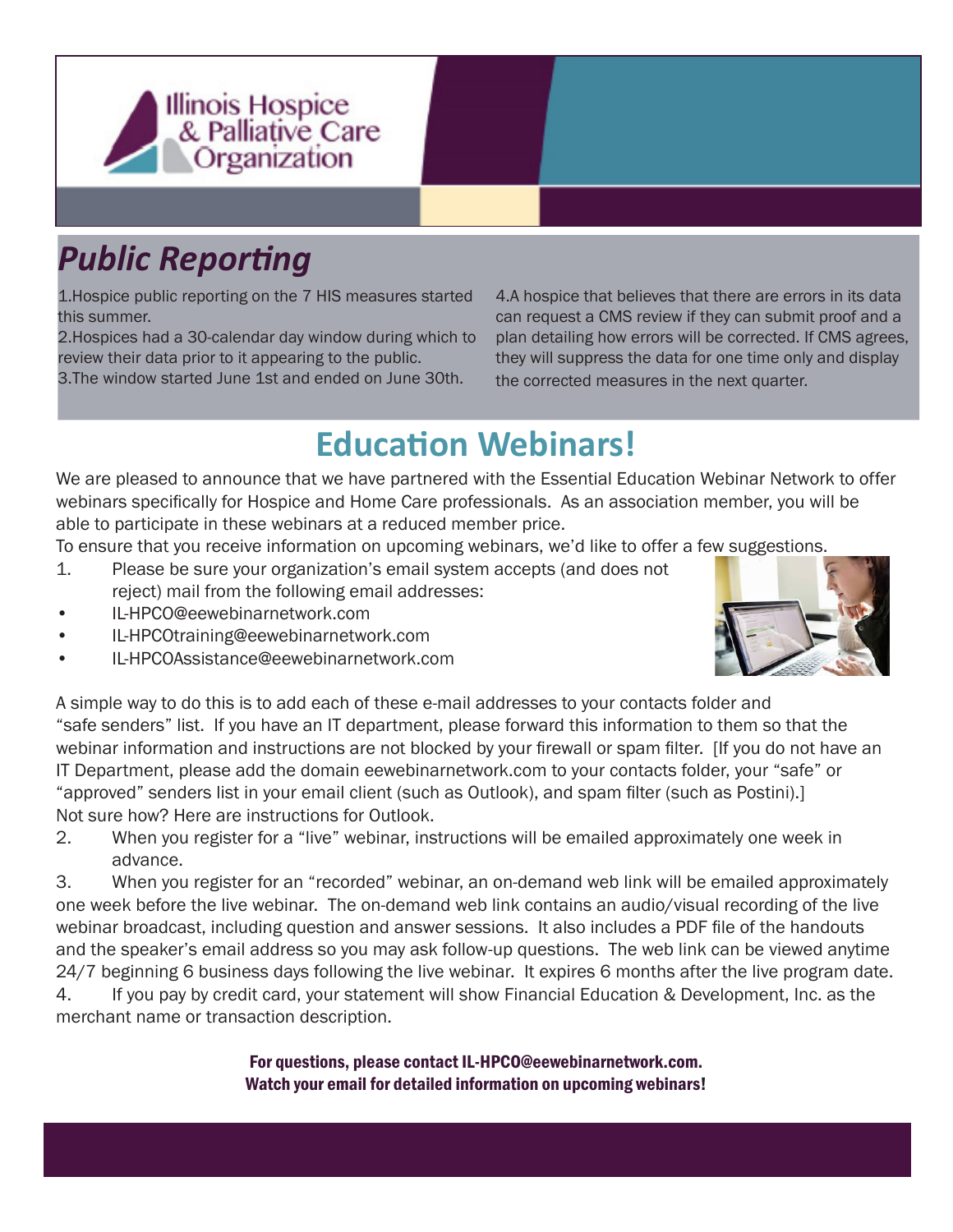Illinois Hospice & Palliative Care Organization

## *Public Reporting*

1.Hospice public reporting on the 7 HIS measures started this summer.
2.Hospices had a 30-calendar day window during which to review their data prior to it appearing to the public.
3.The window started June 1st and ended on June 30th.

4.A hospice that believes that there are errors in its data can request a CMS review if they can submit proof and a plan detailing how errors will be corrected. If CMS agrees, they will suppress the data for one time only and display the corrected measures in the next quarter.

## Education Webinars!

We are pleased to announce that we have partnered with the Essential Education Webinar Network to offer webinars specifically for Hospice and Home Care professionals. As an association member, you will be able to participate in these webinars at a reduced member price.

To ensure that you receive information on upcoming webinars, we'd like to offer a few suggestions.

1. Please be sure your organization's email system accepts (and does not reject) mail from the following email addresses:
   - IL-HPCO@eewebinarnetwork.com
   - IL-HPCOtraining@eewebinarnetwork.com
   - IL-HPCOAssistance@eewebinarnetwork.com

A simple way to do this is to add each of these e-mail addresses to your contacts folder and "safe senders" list. If you have an IT department, please forward this information to them so that the webinar information and instructions are not blocked by your firewall or spam filter. [If you do not have an IT Department, please add the domain eewebinarnetwork.com to your contacts folder, your "safe" or "approved" senders list in your email client (such as Outlook), and spam filter (such as Postini).] Not sure how? Here are instructions for Outlook.

2. When you register for a "live" webinar, instructions will be emailed approximately one week in advance.
3. When you register for an "recorded" webinar, an on-demand web link will be emailed approximately one week before the live webinar. The on-demand web link contains an audio/visual recording of the live webinar broadcast, including question and answer sessions. It also includes a PDF file of the handouts and the speaker's email address so you may ask follow-up questions. The web link can be viewed anytime 24/7 beginning 6 business days following the live webinar. It expires 6 months after the live program date.
4. If you pay by credit card, your statement will show Financial Education & Development, Inc. as the merchant name or transaction description.

**For questions, please contact IL-HPCO@eewebinarnetwork.com.**
**Watch your email for detailed information on upcoming webinars!**